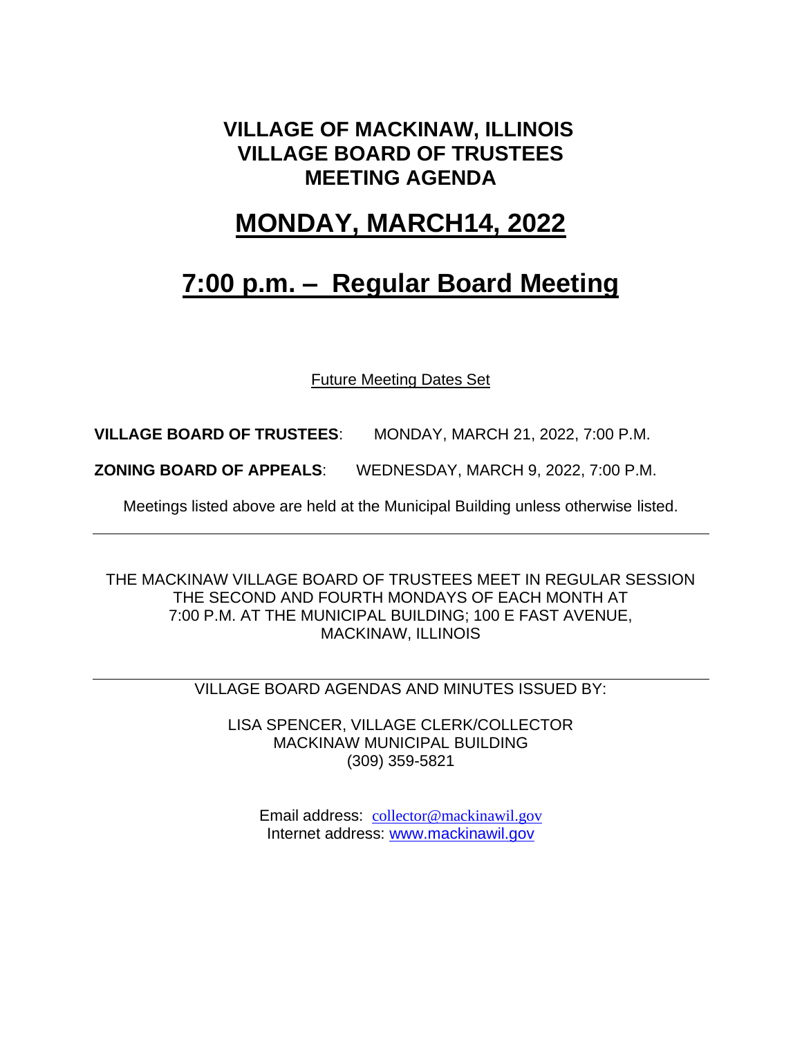# VILLAGE OF MACKINAW, ILLINOIS
# VILLAGE BOARD OF TRUSTEES
# MEETING AGENDA

## MONDAY, MARCH14, 2022

## 7:00 p.m. – Regular Board Meeting

Future Meeting Dates Set

**VILLAGE BOARD OF TRUSTEES**: MONDAY, MARCH 21, 2022, 7:00 P.M.

**ZONING BOARD OF APPEALS**: WEDNESDAY, MARCH 9, 2022, 7:00 P.M.

Meetings listed above are held at the Municipal Building unless otherwise listed.

---

THE MACKINAW VILLAGE BOARD OF TRUSTEES MEET IN REGULAR SESSION THE SECOND AND FOURTH MONDAYS OF EACH MONTH AT 7:00 P.M. AT THE MUNICIPAL BUILDING; 100 E FAST AVENUE, MACKINAW, ILLINOIS

---

VILLAGE BOARD AGENDAS AND MINUTES ISSUED BY:

LISA SPENCER, VILLAGE CLERK/COLLECTOR
MACKINAW MUNICIPAL BUILDING
(309) 359-5821

Email address: collector@mackinawil.gov
Internet address: www.mackinawil.gov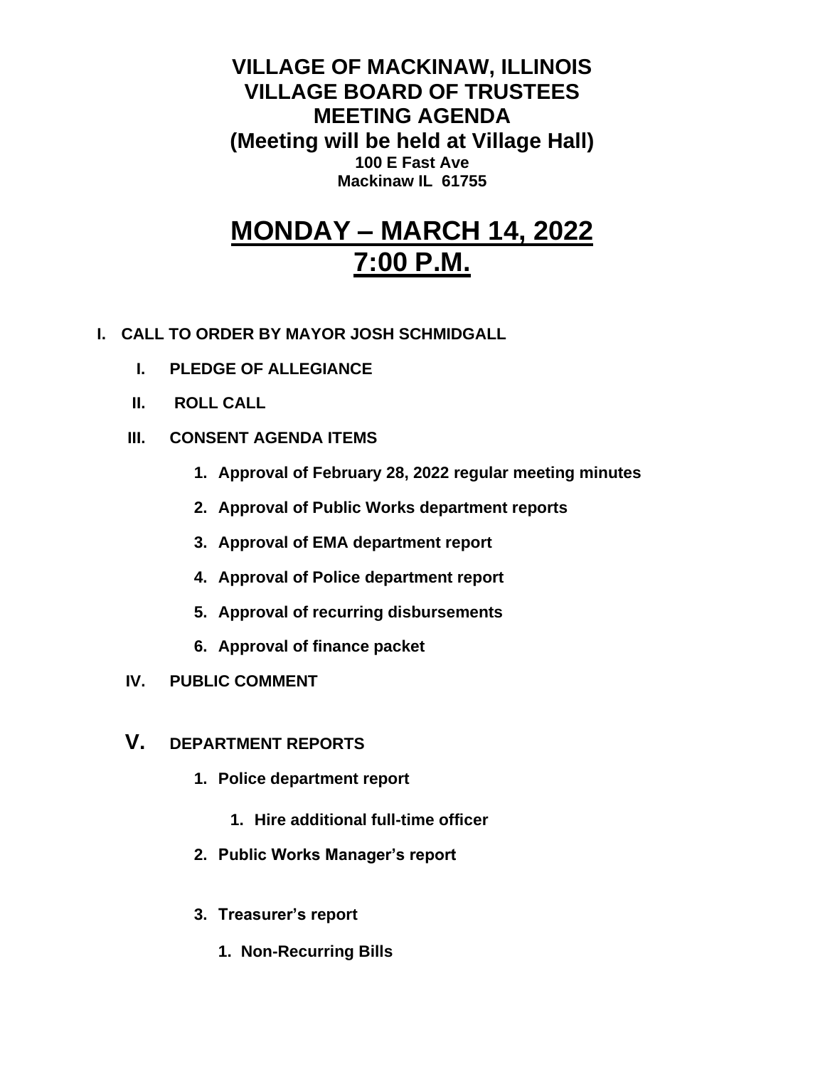# VILLAGE OF MACKINAW, ILLINOIS
# VILLAGE BOARD OF TRUSTEES
# MEETING AGENDA
## (Meeting will be held at Village Hall)
**100 E Fast Ave**
**Mackinaw IL 61755**

# MONDAY – MARCH 14, 2022
# 7:00 P.M.

**I. CALL TO ORDER BY MAYOR JOSH SCHMIDGALL**

- **I. PLEDGE OF ALLEGIANCE**
- **II. ROLL CALL**
- **III. CONSENT AGENDA ITEMS**
  1. **Approval of February 28, 2022 regular meeting minutes**
  2. **Approval of Public Works department reports**
  3. **Approval of EMA department report**
  4. **Approval of Police department report**
  5. **Approval of recurring disbursements**
  6. **Approval of finance packet**
- **IV. PUBLIC COMMENT**
- **V. DEPARTMENT REPORTS**
  1. **Police department report**
     1. **Hire additional full-time officer**
  2. **Public Works Manager's report**
  3. **Treasurer's report**
     1. **Non-Recurring Bills**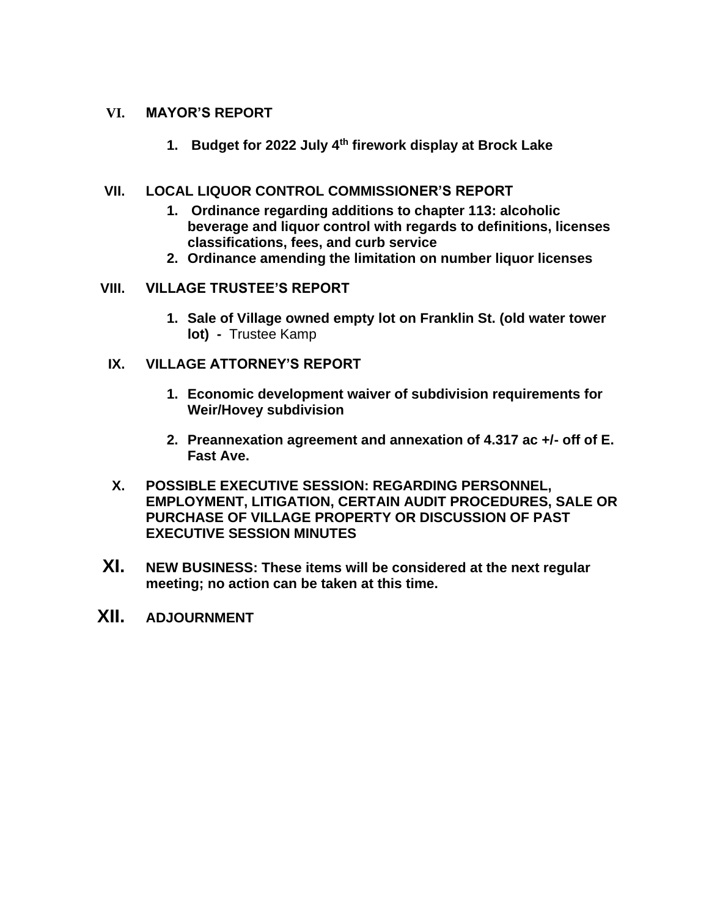## VI. MAYOR'S REPORT

1. **Budget for 2022 July 4th firework display at Brock Lake**

## VII. LOCAL LIQUOR CONTROL COMMISSIONER'S REPORT

1. **Ordinance regarding additions to chapter 113: alcoholic beverage and liquor control with regards to definitions, licenses classifications, fees, and curb service**
2. **Ordinance amending the limitation on number liquor licenses**

## VIII. VILLAGE TRUSTEE'S REPORT

1. **Sale of Village owned empty lot on Franklin St. (old water tower lot) -** Trustee Kamp

## IX. VILLAGE ATTORNEY'S REPORT

1. **Economic development waiver of subdivision requirements for Weir/Hovey subdivision**

2. **Preannexation agreement and annexation of 4.317 ac +/- off of E. Fast Ave.**

## X. POSSIBLE EXECUTIVE SESSION: REGARDING PERSONNEL, EMPLOYMENT, LITIGATION, CERTAIN AUDIT PROCEDURES, SALE OR PURCHASE OF VILLAGE PROPERTY OR DISCUSSION OF PAST EXECUTIVE SESSION MINUTES

## XI. NEW BUSINESS: These items will be considered at the next regular meeting; no action can be taken at this time.

## XII. ADJOURNMENT